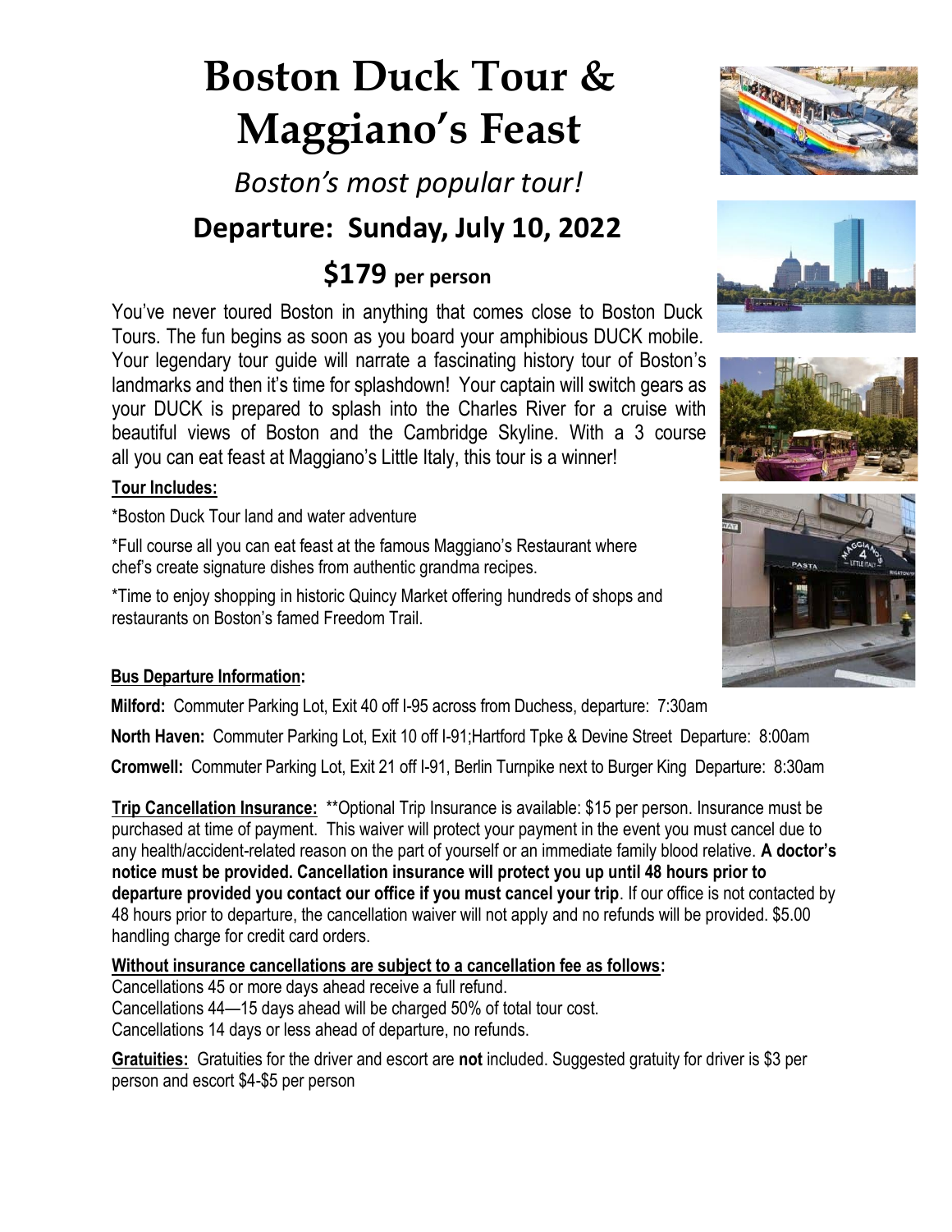# Boston Duck Tour & Maggiano's Feast

*Boston's most popular tour!*

## Departure: Sunday, July 10, 2022

## $179 per person

You've never toured Boston in anything that comes close to Boston Duck Tours. The fun begins as soon as you board your amphibious DUCK mobile. Your legendary tour guide will narrate a fascinating history tour of Boston's landmarks and then it's time for splashdown! Your captain will switch gears as your DUCK is prepared to splash into the Charles River for a cruise with beautiful views of Boston and the Cambridge Skyline. With a 3 course all you can eat feast at Maggiano's Little Italy, this tour is a winner!

**Tour Includes:**

*Boston Duck Tour land and water adventure

*Full course all you can eat feast at the famous Maggiano's Restaurant where chef's create signature dishes from authentic grandma recipes.

*Time to enjoy shopping in historic Quincy Market offering hundreds of shops and restaurants on Boston's famed Freedom Trail.

**Bus Departure Information:**

**Milford:** Commuter Parking Lot, Exit 40 off I-95 across from Duchess, departure: 7:30am

**North Haven:** Commuter Parking Lot, Exit 10 off I-91;Hartford Tpke & Devine Street Departure: 8:00am

**Cromwell:** Commuter Parking Lot, Exit 21 off I-91, Berlin Turnpike next to Burger King Departure: 8:30am

**Trip Cancellation Insurance:** **Optional Trip Insurance is available: $15 per person. Insurance must be purchased at time of payment. This waiver will protect your payment in the event you must cancel due to any health/accident-related reason on the part of yourself or an immediate family blood relative. **A doctor's notice must be provided. Cancellation insurance will protect you up until 48 hours prior to departure provided you contact our office if you must cancel your trip**. If our office is not contacted by 48 hours prior to departure, the cancellation waiver will not apply and no refunds will be provided. $5.00 handling charge for credit card orders.

**Without insurance cancellations are subject to a cancellation fee as follows:**

Cancellations 45 or more days ahead receive a full refund.
Cancellations 44—15 days ahead will be charged 50% of total tour cost.
Cancellations 14 days or less ahead of departure, no refunds.

**Gratuities:** Gratuities for the driver and escort are **not** included. Suggested gratuity for driver is $3 per person and escort $4-$5 per person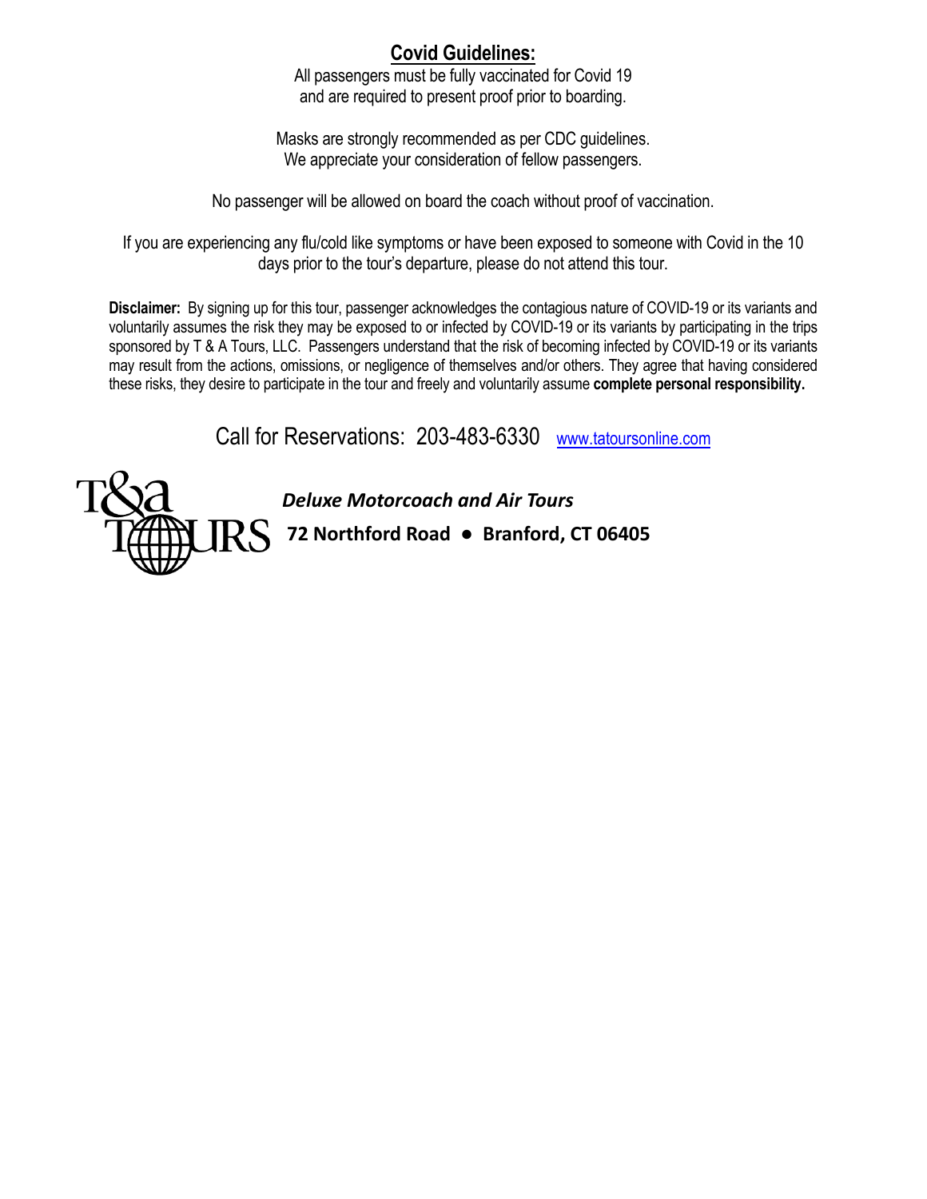## Covid Guidelines:

All passengers must be fully vaccinated for Covid 19
and are required to present proof prior to boarding.

Masks are strongly recommended as per CDC guidelines.
We appreciate your consideration of fellow passengers.

No passenger will be allowed on board the coach without proof of vaccination.

If you are experiencing any flu/cold like symptoms or have been exposed to someone with Covid in the 10 days prior to the tour's departure, please do not attend this tour.

**Disclaimer:** By signing up for this tour, passenger acknowledges the contagious nature of COVID-19 or its variants and voluntarily assumes the risk they may be exposed to or infected by COVID-19 or its variants by participating in the trips sponsored by T & A Tours, LLC. Passengers understand that the risk of becoming infected by COVID-19 or its variants may result from the actions, omissions, or negligence of themselves and/or others. They agree that having considered these risks, they desire to participate in the tour and freely and voluntarily assume **complete personal responsibility.**

Call for Reservations: 203-483-6330 www.tatoursonline.com

T&a TOURS

***Deluxe Motorcoach and Air Tours***

**72 Northford Road • Branford, CT 06405**